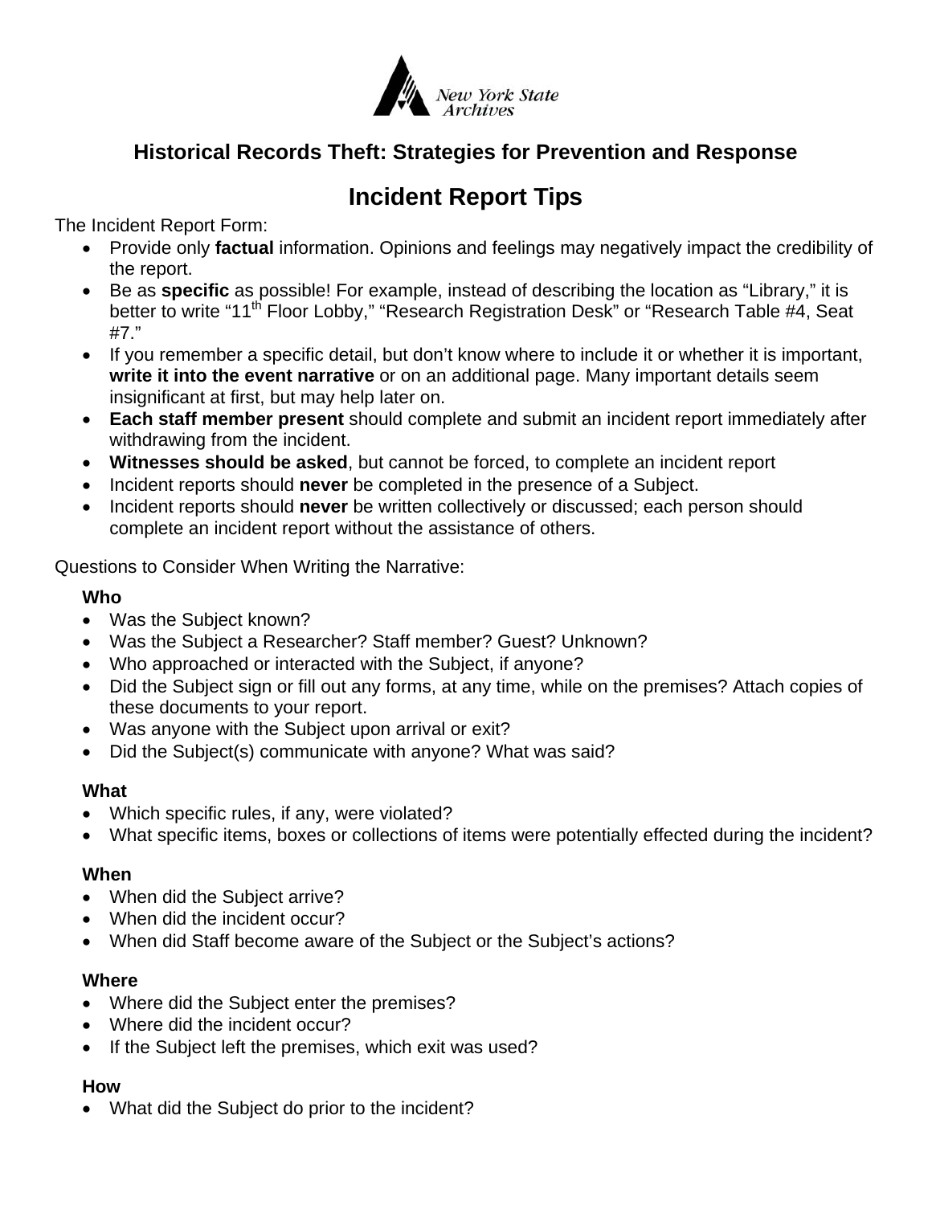New York State Archives

## Historical Records Theft: Strategies for Prevention and Response

# Incident Report Tips

The Incident Report Form:

- Provide only **factual** information. Opinions and feelings may negatively impact the credibility of the report.
- Be as **specific** as possible! For example, instead of describing the location as "Library," it is better to write "11th Floor Lobby," "Research Registration Desk" or "Research Table #4, Seat #7."
- If you remember a specific detail, but don't know where to include it or whether it is important, **write it into the event narrative** or on an additional page. Many important details seem insignificant at first, but may help later on.
- **Each staff member present** should complete and submit an incident report immediately after withdrawing from the incident.
- **Witnesses should be asked**, but cannot be forced, to complete an incident report
- Incident reports should **never** be completed in the presence of a Subject.
- Incident reports should **never** be written collectively or discussed; each person should complete an incident report without the assistance of others.

Questions to Consider When Writing the Narrative:

**Who**

- Was the Subject known?
- Was the Subject a Researcher? Staff member? Guest? Unknown?
- Who approached or interacted with the Subject, if anyone?
- Did the Subject sign or fill out any forms, at any time, while on the premises? Attach copies of these documents to your report.
- Was anyone with the Subject upon arrival or exit?
- Did the Subject(s) communicate with anyone? What was said?

**What**

- Which specific rules, if any, were violated?
- What specific items, boxes or collections of items were potentially effected during the incident?

**When**

- When did the Subject arrive?
- When did the incident occur?
- When did Staff become aware of the Subject or the Subject's actions?

**Where**

- Where did the Subject enter the premises?
- Where did the incident occur?
- If the Subject left the premises, which exit was used?

**How**

- What did the Subject do prior to the incident?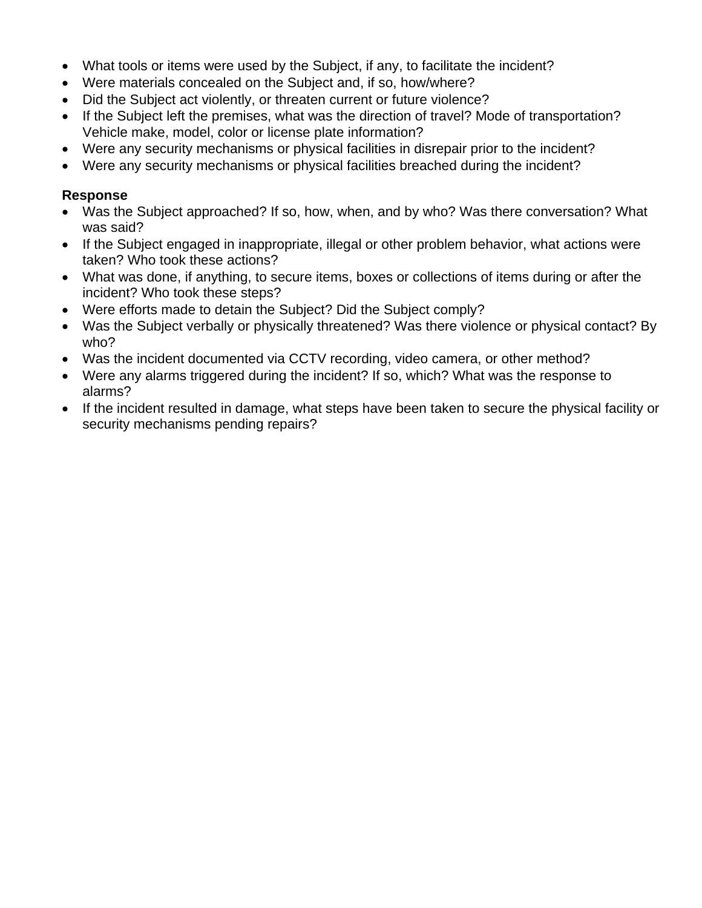- What tools or items were used by the Subject, if any, to facilitate the incident?
- Were materials concealed on the Subject and, if so, how/where?
- Did the Subject act violently, or threaten current or future violence?
- If the Subject left the premises, what was the direction of travel? Mode of transportation? Vehicle make, model, color or license plate information?
- Were any security mechanisms or physical facilities in disrepair prior to the incident?
- Were any security mechanisms or physical facilities breached during the incident?

**Response**

- Was the Subject approached? If so, how, when, and by who? Was there conversation? What was said?
- If the Subject engaged in inappropriate, illegal or other problem behavior, what actions were taken? Who took these actions?
- What was done, if anything, to secure items, boxes or collections of items during or after the incident? Who took these steps?
- Were efforts made to detain the Subject? Did the Subject comply?
- Was the Subject verbally or physically threatened? Was there violence or physical contact? By who?
- Was the incident documented via CCTV recording, video camera, or other method?
- Were any alarms triggered during the incident? If so, which? What was the response to alarms?
- If the incident resulted in damage, what steps have been taken to secure the physical facility or security mechanisms pending repairs?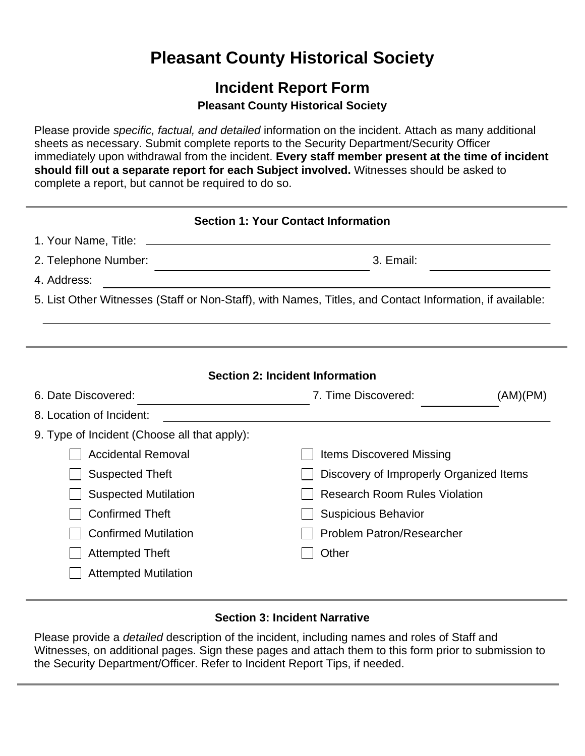# Pleasant County Historical Society

## Incident Report Form

**Pleasant County Historical Society**

Please provide *specific, factual, and detailed* information on the incident. Attach as many additional sheets as necessary. Submit complete reports to the Security Department/Security Officer immediately upon withdrawal from the incident. **Every staff member present at the time of incident should fill out a separate report for each Subject involved.** Witnesses should be asked to complete a report, but cannot be required to do so.

---

### Section 1: Your Contact Information

1. Your Name, Title: ______________________________

2. Telephone Number: ______________________ 3. Email: ______________

4. Address: ______________________________

5. List Other Witnesses (Staff or Non-Staff), with Names, Titles, and Contact Information, if available:

______________________________

---

### Section 2: Incident Information

6. Date Discovered: ______________________ 7. Time Discovered: __________ (AM)(PM)

8. Location of Incident: ______________________________

9. Type of Incident (Choose all that apply):

- [ ] Accidental Removal
- [ ] Suspected Theft
- [ ] Suspected Mutilation
- [ ] Confirmed Theft
- [ ] Confirmed Mutilation
- [ ] Attempted Theft
- [ ] Attempted Mutilation
- [ ] Items Discovered Missing
- [ ] Discovery of Improperly Organized Items
- [ ] Research Room Rules Violation
- [ ] Suspicious Behavior
- [ ] Problem Patron/Researcher
- [ ] Other

---

### Section 3: Incident Narrative

Please provide a *detailed* description of the incident, including names and roles of Staff and Witnesses, on additional pages. Sign these pages and attach them to this form prior to submission to the Security Department/Officer. Refer to Incident Report Tips, if needed.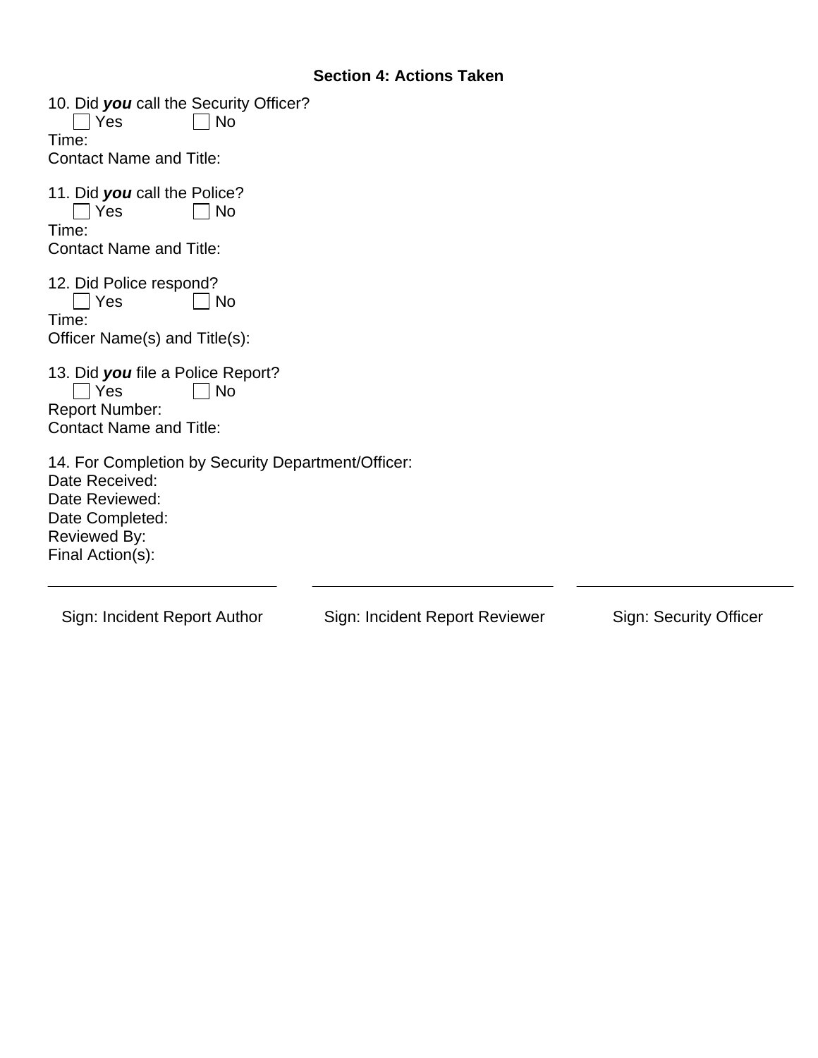## Section 4: Actions Taken

10. Did ***you*** call the Security Officer?

☐ Yes ☐ No

Time:

Contact Name and Title:

11. Did ***you*** call the Police?

☐ Yes ☐ No

Time:

Contact Name and Title:

12. Did Police respond?

☐ Yes ☐ No

Time:

Officer Name(s) and Title(s):

13. Did ***you*** file a Police Report?

☐ Yes ☐ No

Report Number:

Contact Name and Title:

14. For Completion by Security Department/Officer:

Date Received:

Date Reviewed:

Date Completed:

Reviewed By:

Final Action(s):

| | | |
|---|---|---|
| ______________________ | ______________________ | ______________________ |
| Sign: Incident Report Author | Sign: Incident Report Reviewer | Sign: Security Officer |